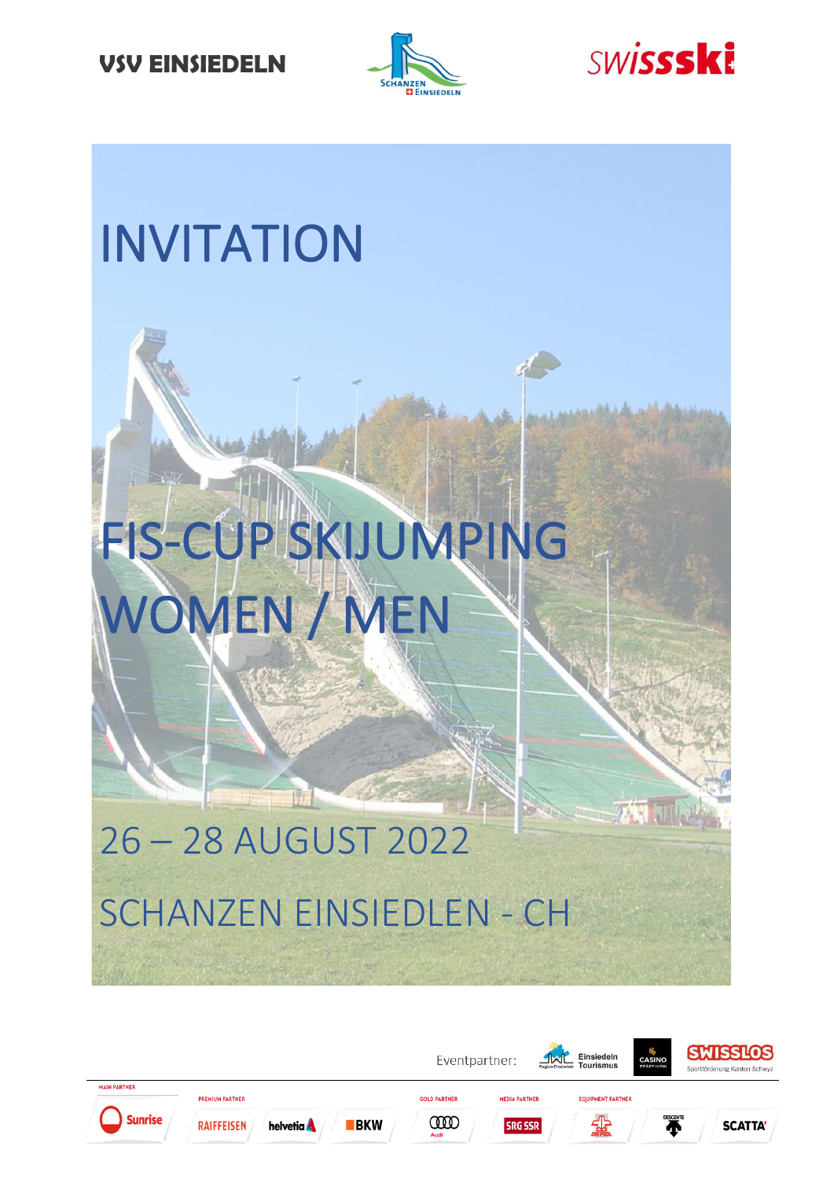VSV EINSIEDELN

SCHANZEN EINSIEDELN

swissski

# INVITATION

# FIS-CUP SKIJUMPING WOMEN / MEN

## 26 – 28 AUGUST 2022

## SCHANZEN EINSIEDLEN - CH

Eventpartner: Einsiedeln Tourismus, Casino Pfäffikon, Swisslos Sportförderung Kanton Schwyz

MAIN PARTNER: Sunrise

PREMIUM PARTNER: Raiffeisen, helvetia, BKW

GOLD PARTNER: Audi

MEDIA PARTNER: SRG SSR

EQUIPMENT PARTNER: Ski Pool, Descente, Scatta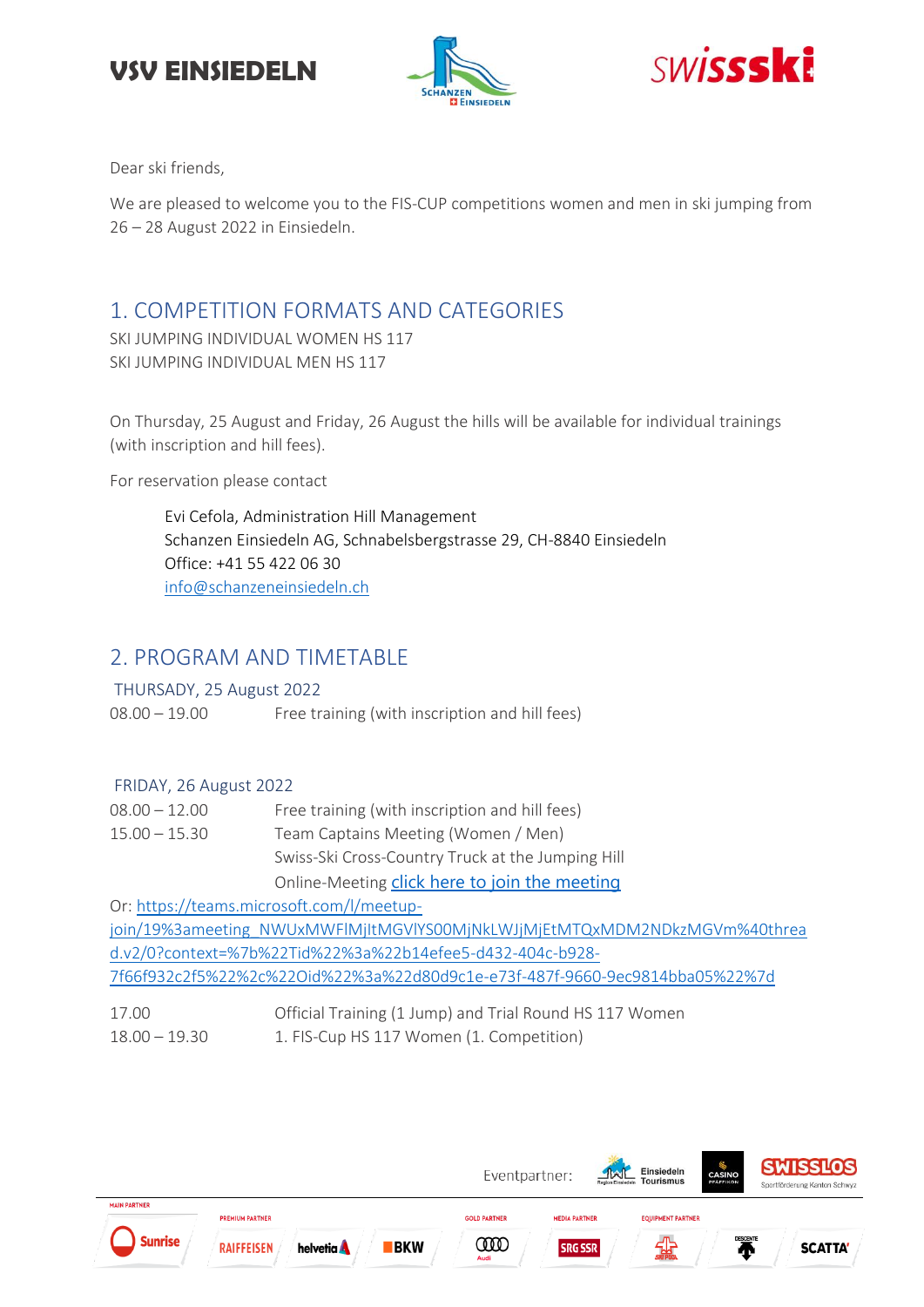Dear ski friends,

We are pleased to welcome you to the FIS-CUP competitions women and men in ski jumping from 26 – 28 August 2022 in Einsiedeln.

## 1. COMPETITION FORMATS AND CATEGORIES

SKI JUMPING INDIVIDUAL WOMEN HS 117
SKI JUMPING INDIVIDUAL MEN HS 117

On Thursday, 25 August and Friday, 26 August the hills will be available for individual trainings (with inscription and hill fees).

For reservation please contact

> Evi Cefola, Administration Hill Management
> Schanzen Einsiedeln AG, Schnabelsbergstrasse 29, CH-8840 Einsiedeln
> Office: +41 55 422 06 30
> info@schanzeneinsiedeln.ch

## 2. PROGRAM AND TIMETABLE

THURSADY, 25 August 2022

| | |
|---|---|
| 08.00 – 19.00 | Free training (with inscription and hill fees) |

FRIDAY, 26 August 2022

| | |
|---|---|
| 08.00 – 12.00 | Free training (with inscription and hill fees) |
| 15.00 – 15.30 | Team Captains Meeting (Women / Men) |
| | Swiss-Ski Cross-Country Truck at the Jumping Hill |
| | Online-Meeting click here to join the meeting |

Or: https://teams.microsoft.com/l/meetup-join/19%3ameeting_NWUxMWFlMjItMGVlYS00MjNkLWJjMjEtMTQxMDM2NDkzMGVm%40thread.v2/0?context=%7b%22Tid%22%3a%22b14efee5-d432-404c-b928-7f66f932c2f5%22%2c%22Oid%22%3a%22d80d9c1e-e73f-487f-9660-9ec9814bba05%22%7d

| | |
|---|---|
| 17.00 | Official Training (1 Jump) and Trial Round HS 117 Women |
| 18.00 – 19.30 | 1. FIS-Cup HS 117 Women (1. Competition) |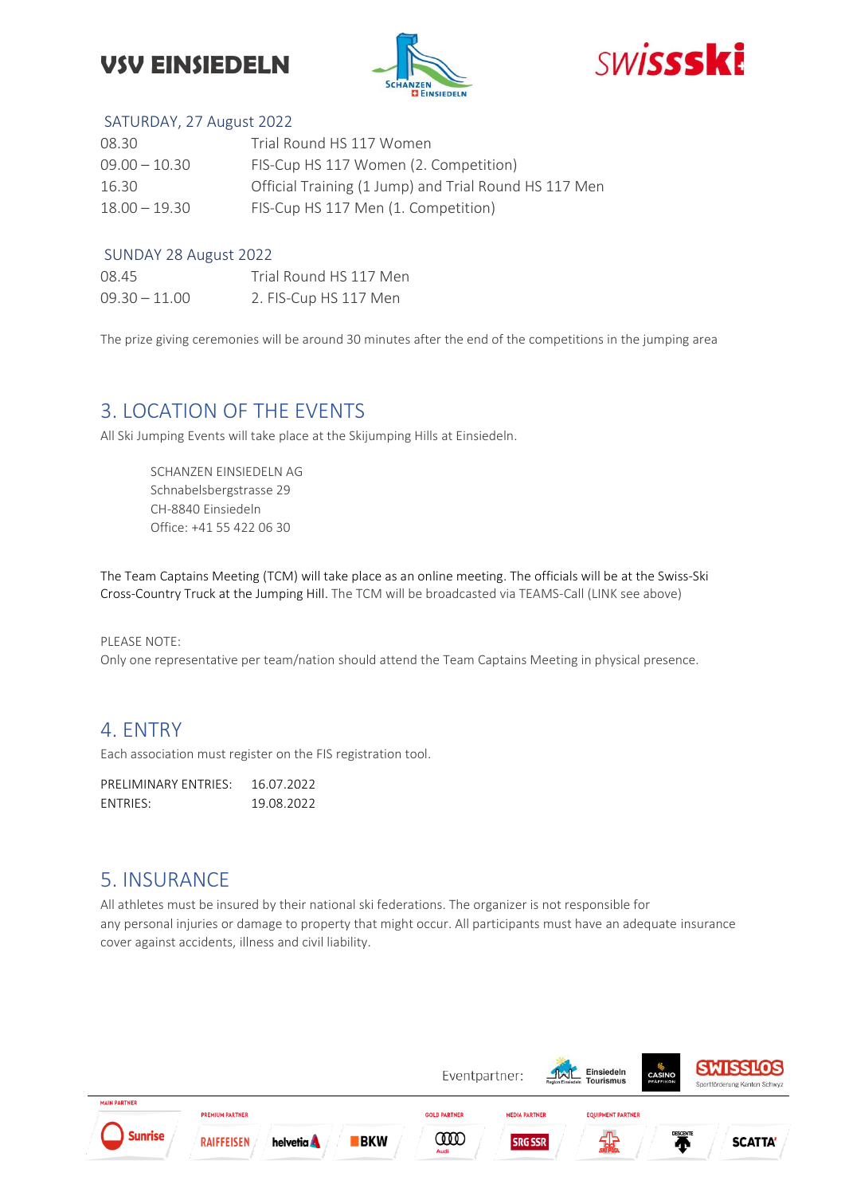SATURDAY, 27 August 2022

| | |
|---|---|
| 08.30 | Trial Round HS 117 Women |
| 09.00 – 10.30 | FIS-Cup HS 117 Women (2. Competition) |
| 16.30 | Official Training (1 Jump) and Trial Round HS 117 Men |
| 18.00 – 19.30 | FIS-Cup HS 117 Men (1. Competition) |

SUNDAY 28 August 2022

| | |
|---|---|
| 08.45 | Trial Round HS 117 Men |
| 09.30 – 11.00 | 2. FIS-Cup HS 117 Men |

The prize giving ceremonies will be around 30 minutes after the end of the competitions in the jumping area

## 3. LOCATION OF THE EVENTS

All Ski Jumping Events will take place at the Skijumping Hills at Einsiedeln.

SCHANZEN EINSIEDELN AG
Schnabelsbergstrasse 29
CH-8840 Einsiedeln
Office: +41 55 422 06 30

The Team Captains Meeting (TCM) will take place as an online meeting. The officials will be at the Swiss-Ski Cross-Country Truck at the Jumping Hill. The TCM will be broadcasted via TEAMS-Call (LINK see above)

PLEASE NOTE:
Only one representative per team/nation should attend the Team Captains Meeting in physical presence.

## 4. ENTRY

Each association must register on the FIS registration tool.

| | |
|---|---|
| PRELIMINARY ENTRIES: | 16.07.2022 |
| ENTRIES: | 19.08.2022 |

## 5. INSURANCE

All athletes must be insured by their national ski federations. The organizer is not responsible for any personal injuries or damage to property that might occur. All participants must have an adequate insurance cover against accidents, illness and civil liability.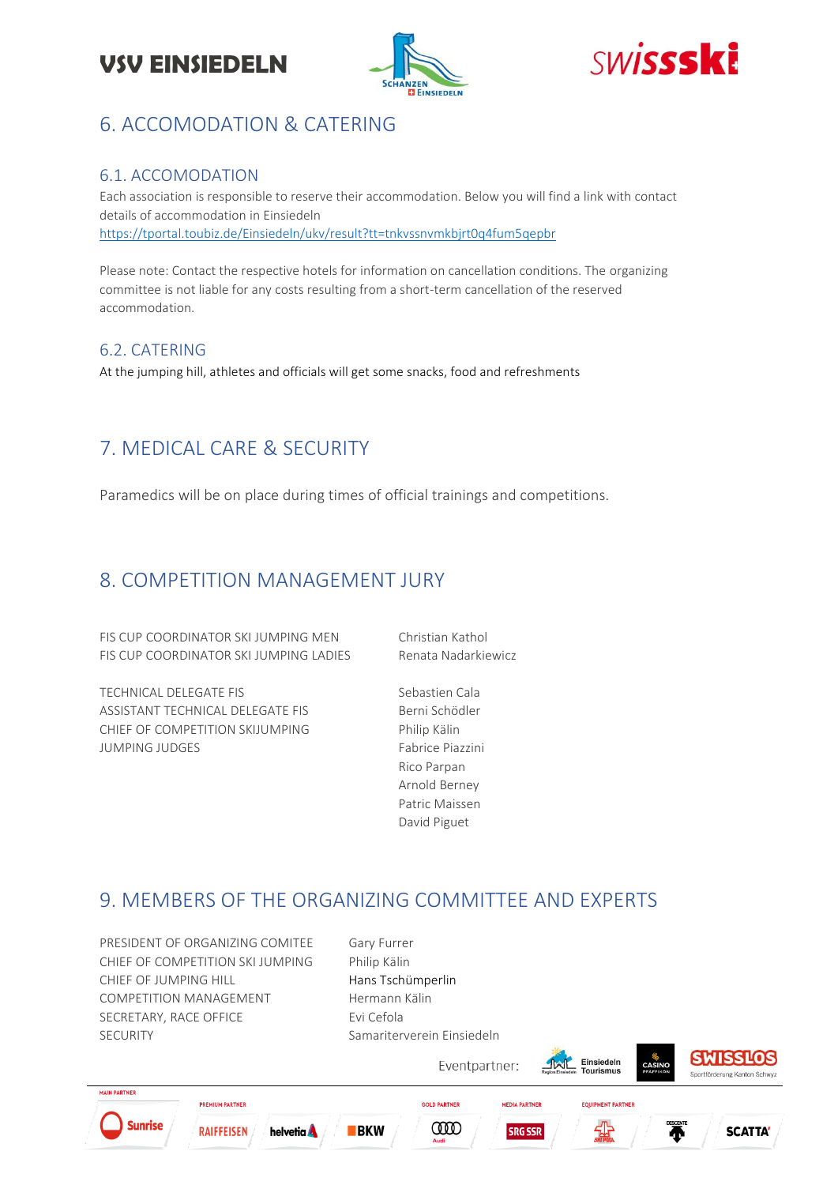## 6. ACCOMODATION & CATERING

### 6.1. ACCOMODATION

Each association is responsible to reserve their accommodation. Below you will find a link with contact details of accommodation in Einsiedeln
https://tportal.toubiz.de/Einsiedeln/ukv/result?tt=tnkvssnvmkbjrt0q4fum5qepbr

Please note: Contact the respective hotels for information on cancellation conditions. The organizing committee is not liable for any costs resulting from a short-term cancellation of the reserved accommodation.

### 6.2. CATERING

At the jumping hill, athletes and officials will get some snacks, food and refreshments

## 7. MEDICAL CARE & SECURITY

Paramedics will be on place during times of official trainings and competitions.

## 8. COMPETITION MANAGEMENT JURY

| | |
|---|---|
| FIS CUP COORDINATOR SKI JUMPING MEN | Christian Kathol |
| FIS CUP COORDINATOR SKI JUMPING LADIES | Renata Nadarkiewicz |
| TECHNICAL DELEGATE FIS | Sebastien Cala |
| ASSISTANT TECHNICAL DELEGATE FIS | Berni Schödler |
| CHIEF OF COMPETITION SKIJUMPING | Philip Kälin |
| JUMPING JUDGES | Fabrice Piazzini |
| | Rico Parpan |
| | Arnold Berney |
| | Patric Maissen |
| | David Piguet |

## 9. MEMBERS OF THE ORGANIZING COMMITTEE AND EXPERTS

| | |
|---|---|
| PRESIDENT OF ORGANIZING COMITEE | Gary Furrer |
| CHIEF OF COMPETITION SKI JUMPING | Philip Kälin |
| CHIEF OF JUMPING HILL | Hans Tschümperlin |
| COMPETITION MANAGEMENT | Hermann Kälin |
| SECRETARY, RACE OFFICE | Evi Cefola |
| SECURITY | Samariterverein Einsiedeln |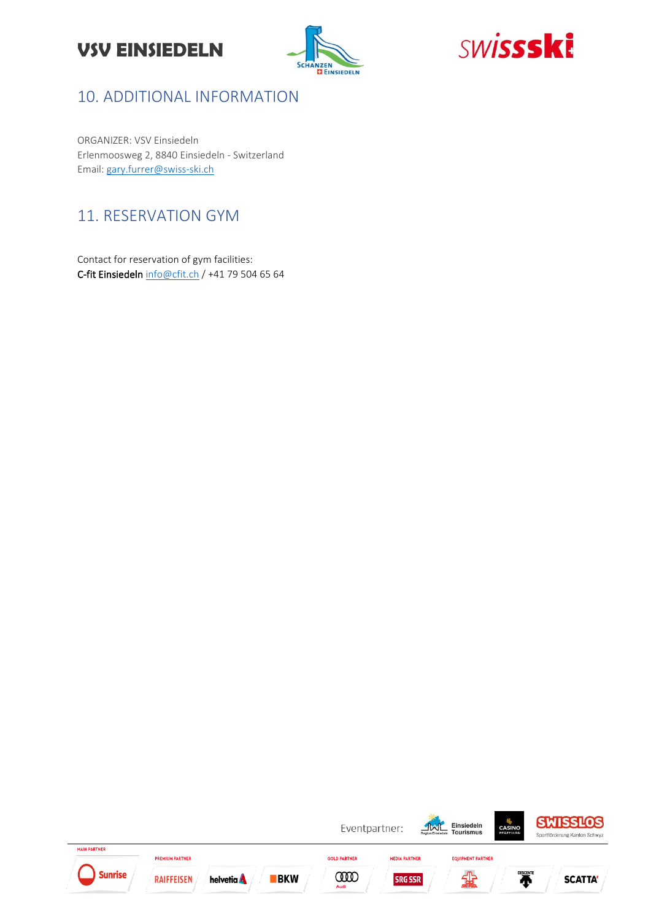## 10. ADDITIONAL INFORMATION

ORGANIZER: VSV Einsiedeln
Erlenmoosweg 2, 8840 Einsiedeln - Switzerland
Email: gary.furrer@swiss-ski.ch

## 11. RESERVATION GYM

Contact for reservation of gym facilities:
**C-fit Einsiedeln** info@cfit.ch / +41 79 504 65 64